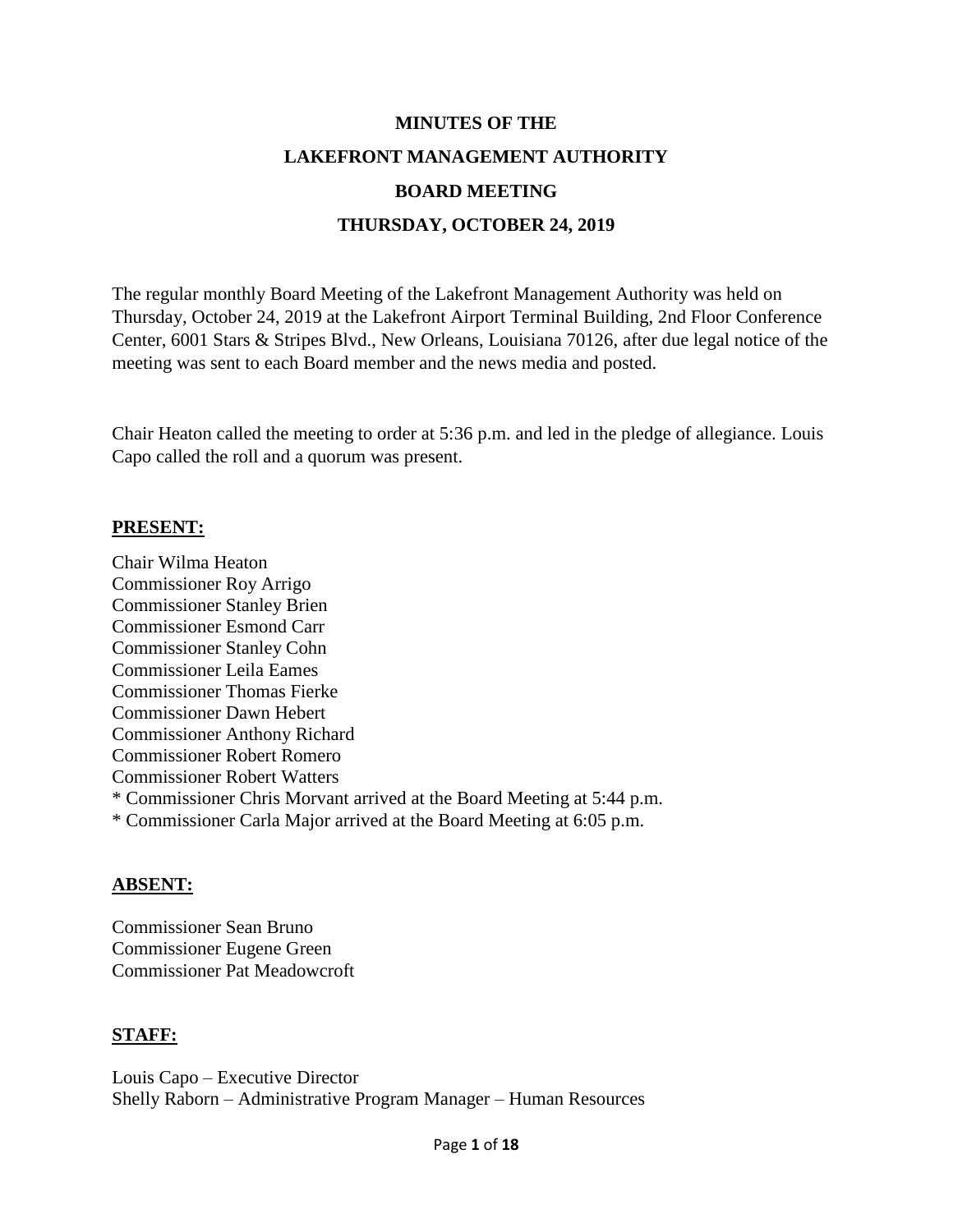# MINUTES OF THE
# LAKEFRONT MANAGEMENT AUTHORITY
# BOARD MEETING
# THURSDAY, OCTOBER 24, 2019

The regular monthly Board Meeting of the Lakefront Management Authority was held on Thursday, October 24, 2019 at the Lakefront Airport Terminal Building, 2nd Floor Conference Center, 6001 Stars & Stripes Blvd., New Orleans, Louisiana 70126, after due legal notice of the meeting was sent to each Board member and the news media and posted.

Chair Heaton called the meeting to order at 5:36 p.m. and led in the pledge of allegiance. Louis Capo called the roll and a quorum was present.

**PRESENT:**

Chair Wilma Heaton
Commissioner Roy Arrigo
Commissioner Stanley Brien
Commissioner Esmond Carr
Commissioner Stanley Cohn
Commissioner Leila Eames
Commissioner Thomas Fierke
Commissioner Dawn Hebert
Commissioner Anthony Richard
Commissioner Robert Romero
Commissioner Robert Watters
* Commissioner Chris Morvant arrived at the Board Meeting at 5:44 p.m.
* Commissioner Carla Major arrived at the Board Meeting at 6:05 p.m.

**ABSENT:**

Commissioner Sean Bruno
Commissioner Eugene Green
Commissioner Pat Meadowcroft

**STAFF:**

Louis Capo – Executive Director
Shelly Raborn – Administrative Program Manager – Human Resources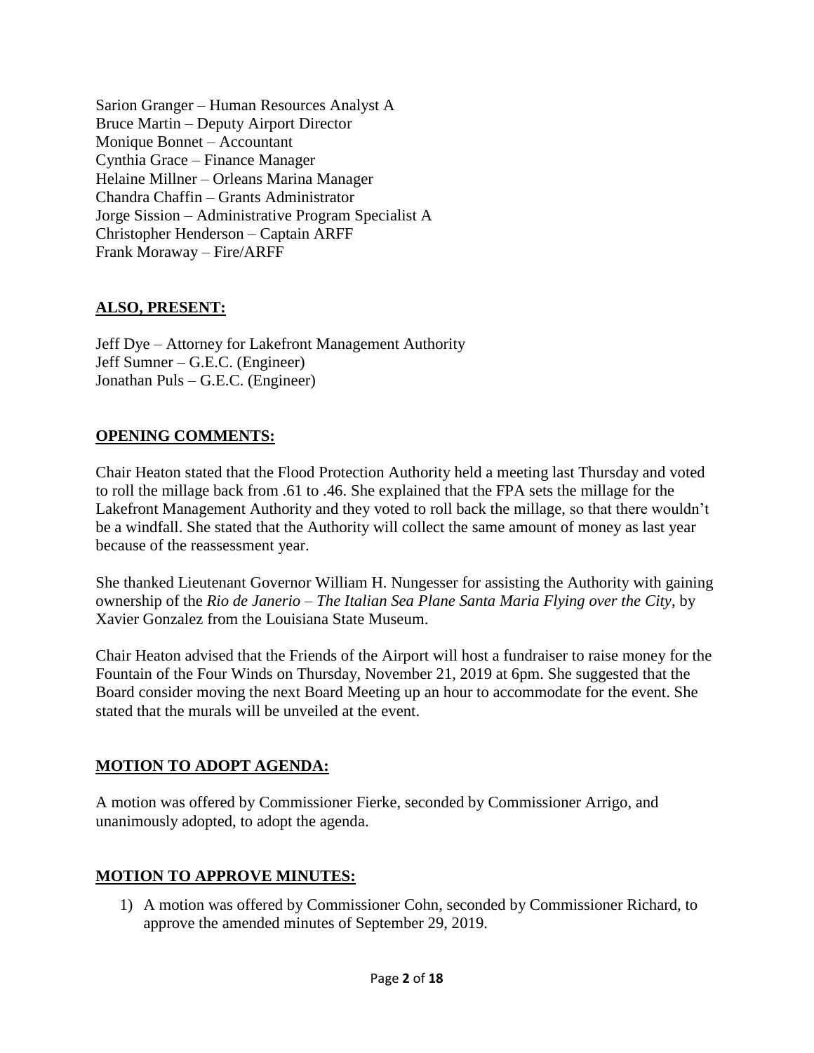Sarion Granger – Human Resources Analyst A
Bruce Martin – Deputy Airport Director
Monique Bonnet – Accountant
Cynthia Grace – Finance Manager
Helaine Millner – Orleans Marina Manager
Chandra Chaffin – Grants Administrator
Jorge Sission – Administrative Program Specialist A
Christopher Henderson – Captain ARFF
Frank Moraway – Fire/ARFF

## ALSO, PRESENT:

Jeff Dye – Attorney for Lakefront Management Authority
Jeff Sumner – G.E.C. (Engineer)
Jonathan Puls – G.E.C. (Engineer)

## OPENING COMMENTS:

Chair Heaton stated that the Flood Protection Authority held a meeting last Thursday and voted to roll the millage back from .61 to .46. She explained that the FPA sets the millage for the Lakefront Management Authority and they voted to roll back the millage, so that there wouldn't be a windfall. She stated that the Authority will collect the same amount of money as last year because of the reassessment year.

She thanked Lieutenant Governor William H. Nungesser for assisting the Authority with gaining ownership of the *Rio de Janerio – The Italian Sea Plane Santa Maria Flying over the City*, by Xavier Gonzalez from the Louisiana State Museum.

Chair Heaton advised that the Friends of the Airport will host a fundraiser to raise money for the Fountain of the Four Winds on Thursday, November 21, 2019 at 6pm. She suggested that the Board consider moving the next Board Meeting up an hour to accommodate for the event. She stated that the murals will be unveiled at the event.

## MOTION TO ADOPT AGENDA:

A motion was offered by Commissioner Fierke, seconded by Commissioner Arrigo, and unanimously adopted, to adopt the agenda.

## MOTION TO APPROVE MINUTES:

1) A motion was offered by Commissioner Cohn, seconded by Commissioner Richard, to approve the amended minutes of September 29, 2019.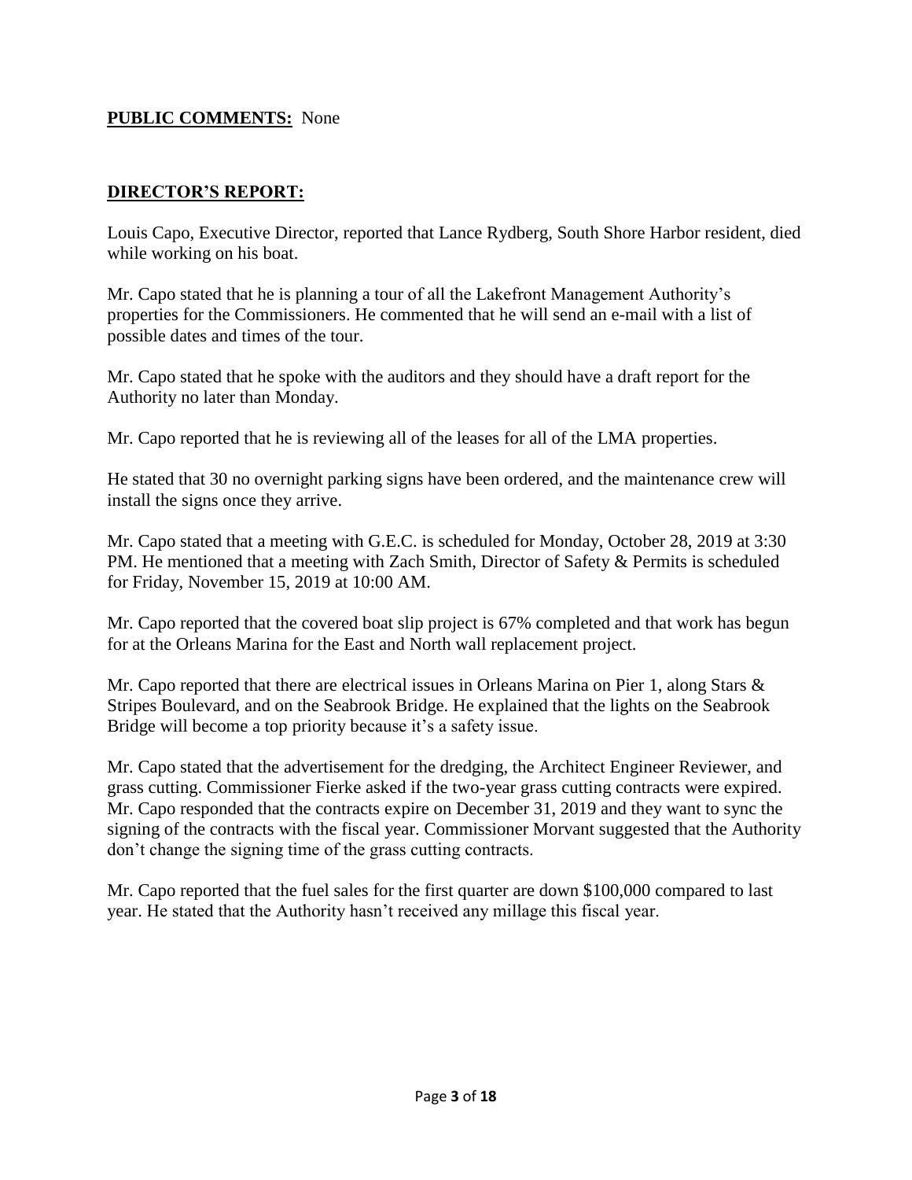**PUBLIC COMMENTS:** None

**DIRECTOR'S REPORT:**

Louis Capo, Executive Director, reported that Lance Rydberg, South Shore Harbor resident, died while working on his boat.

Mr. Capo stated that he is planning a tour of all the Lakefront Management Authority's properties for the Commissioners. He commented that he will send an e-mail with a list of possible dates and times of the tour.

Mr. Capo stated that he spoke with the auditors and they should have a draft report for the Authority no later than Monday.

Mr. Capo reported that he is reviewing all of the leases for all of the LMA properties.

He stated that 30 no overnight parking signs have been ordered, and the maintenance crew will install the signs once they arrive.

Mr. Capo stated that a meeting with G.E.C. is scheduled for Monday, October 28, 2019 at 3:30 PM. He mentioned that a meeting with Zach Smith, Director of Safety & Permits is scheduled for Friday, November 15, 2019 at 10:00 AM.

Mr. Capo reported that the covered boat slip project is 67% completed and that work has begun for at the Orleans Marina for the East and North wall replacement project.

Mr. Capo reported that there are electrical issues in Orleans Marina on Pier 1, along Stars & Stripes Boulevard, and on the Seabrook Bridge. He explained that the lights on the Seabrook Bridge will become a top priority because it's a safety issue.

Mr. Capo stated that the advertisement for the dredging, the Architect Engineer Reviewer, and grass cutting. Commissioner Fierke asked if the two-year grass cutting contracts were expired. Mr. Capo responded that the contracts expire on December 31, 2019 and they want to sync the signing of the contracts with the fiscal year. Commissioner Morvant suggested that the Authority don't change the signing time of the grass cutting contracts.

Mr. Capo reported that the fuel sales for the first quarter are down $100,000 compared to last year. He stated that the Authority hasn't received any millage this fiscal year.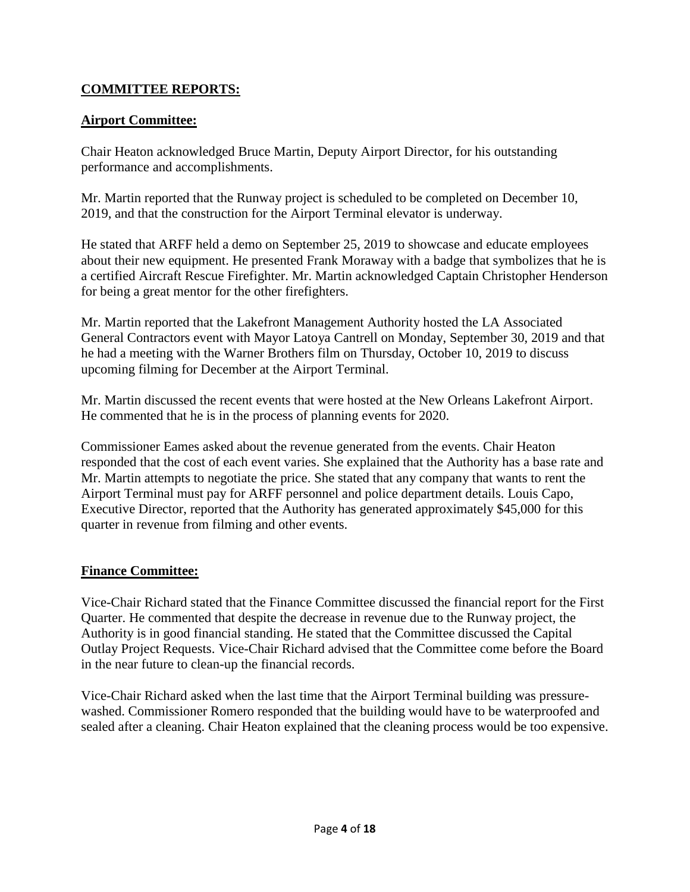## COMMITTEE REPORTS:

### Airport Committee:

Chair Heaton acknowledged Bruce Martin, Deputy Airport Director, for his outstanding performance and accomplishments.

Mr. Martin reported that the Runway project is scheduled to be completed on December 10, 2019, and that the construction for the Airport Terminal elevator is underway.

He stated that ARFF held a demo on September 25, 2019 to showcase and educate employees about their new equipment. He presented Frank Moraway with a badge that symbolizes that he is a certified Aircraft Rescue Firefighter. Mr. Martin acknowledged Captain Christopher Henderson for being a great mentor for the other firefighters.

Mr. Martin reported that the Lakefront Management Authority hosted the LA Associated General Contractors event with Mayor Latoya Cantrell on Monday, September 30, 2019 and that he had a meeting with the Warner Brothers film on Thursday, October 10, 2019 to discuss upcoming filming for December at the Airport Terminal.

Mr. Martin discussed the recent events that were hosted at the New Orleans Lakefront Airport. He commented that he is in the process of planning events for 2020.

Commissioner Eames asked about the revenue generated from the events. Chair Heaton responded that the cost of each event varies. She explained that the Authority has a base rate and Mr. Martin attempts to negotiate the price. She stated that any company that wants to rent the Airport Terminal must pay for ARFF personnel and police department details. Louis Capo, Executive Director, reported that the Authority has generated approximately $45,000 for this quarter in revenue from filming and other events.

### Finance Committee:

Vice-Chair Richard stated that the Finance Committee discussed the financial report for the First Quarter. He commented that despite the decrease in revenue due to the Runway project, the Authority is in good financial standing. He stated that the Committee discussed the Capital Outlay Project Requests. Vice-Chair Richard advised that the Committee come before the Board in the near future to clean-up the financial records.

Vice-Chair Richard asked when the last time that the Airport Terminal building was pressure-washed. Commissioner Romero responded that the building would have to be waterproofed and sealed after a cleaning. Chair Heaton explained that the cleaning process would be too expensive.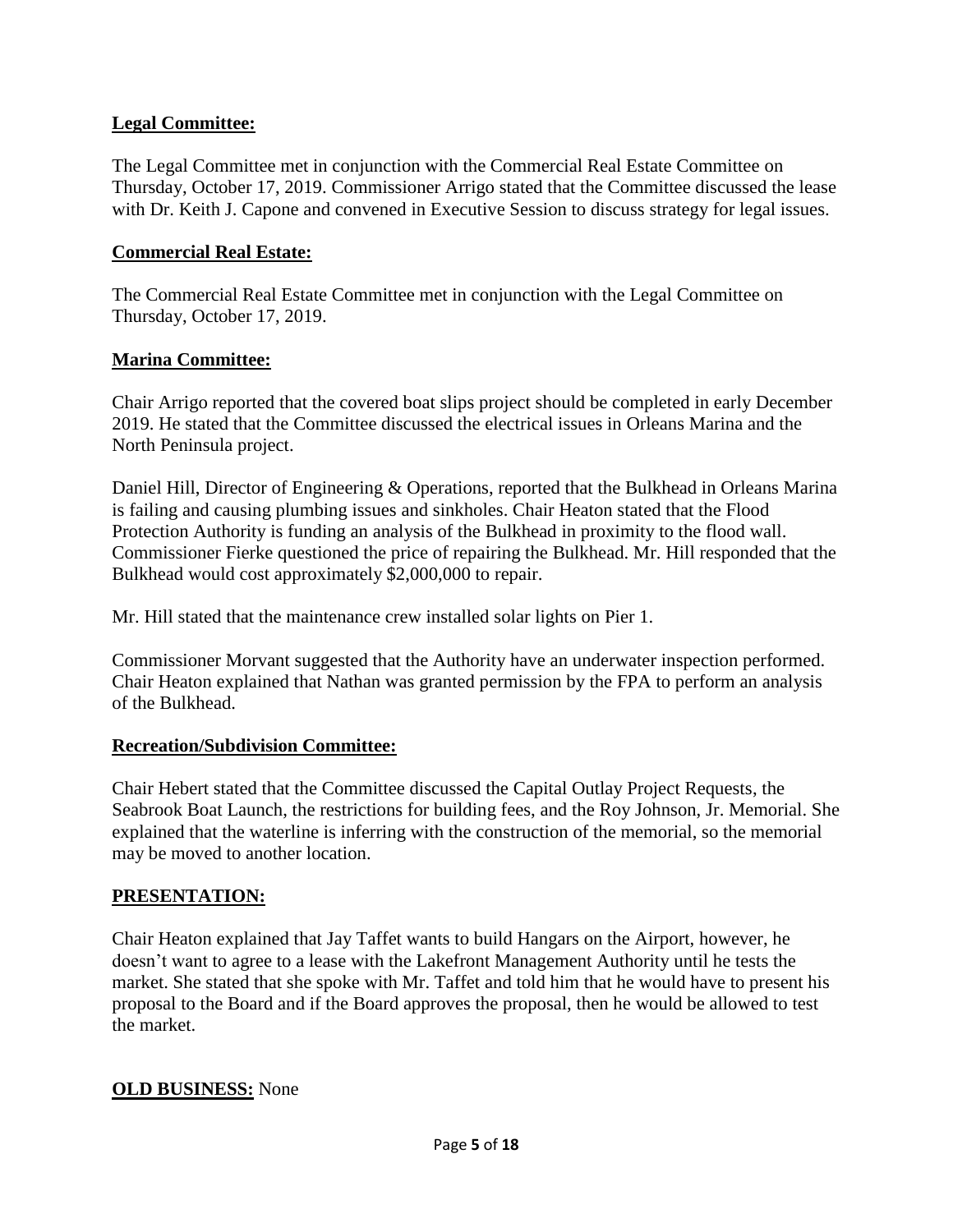**Legal Committee:**

The Legal Committee met in conjunction with the Commercial Real Estate Committee on Thursday, October 17, 2019. Commissioner Arrigo stated that the Committee discussed the lease with Dr. Keith J. Capone and convened in Executive Session to discuss strategy for legal issues.

**Commercial Real Estate:**

The Commercial Real Estate Committee met in conjunction with the Legal Committee on Thursday, October 17, 2019.

**Marina Committee:**

Chair Arrigo reported that the covered boat slips project should be completed in early December 2019. He stated that the Committee discussed the electrical issues in Orleans Marina and the North Peninsula project.

Daniel Hill, Director of Engineering & Operations, reported that the Bulkhead in Orleans Marina is failing and causing plumbing issues and sinkholes. Chair Heaton stated that the Flood Protection Authority is funding an analysis of the Bulkhead in proximity to the flood wall. Commissioner Fierke questioned the price of repairing the Bulkhead. Mr. Hill responded that the Bulkhead would cost approximately $2,000,000 to repair.

Mr. Hill stated that the maintenance crew installed solar lights on Pier 1.

Commissioner Morvant suggested that the Authority have an underwater inspection performed. Chair Heaton explained that Nathan was granted permission by the FPA to perform an analysis of the Bulkhead.

**Recreation/Subdivision Committee:**

Chair Hebert stated that the Committee discussed the Capital Outlay Project Requests, the Seabrook Boat Launch, the restrictions for building fees, and the Roy Johnson, Jr. Memorial. She explained that the waterline is inferring with the construction of the memorial, so the memorial may be moved to another location.

**PRESENTATION:**

Chair Heaton explained that Jay Taffet wants to build Hangars on the Airport, however, he doesn't want to agree to a lease with the Lakefront Management Authority until he tests the market. She stated that she spoke with Mr. Taffet and told him that he would have to present his proposal to the Board and if the Board approves the proposal, then he would be allowed to test the market.

**OLD BUSINESS:** None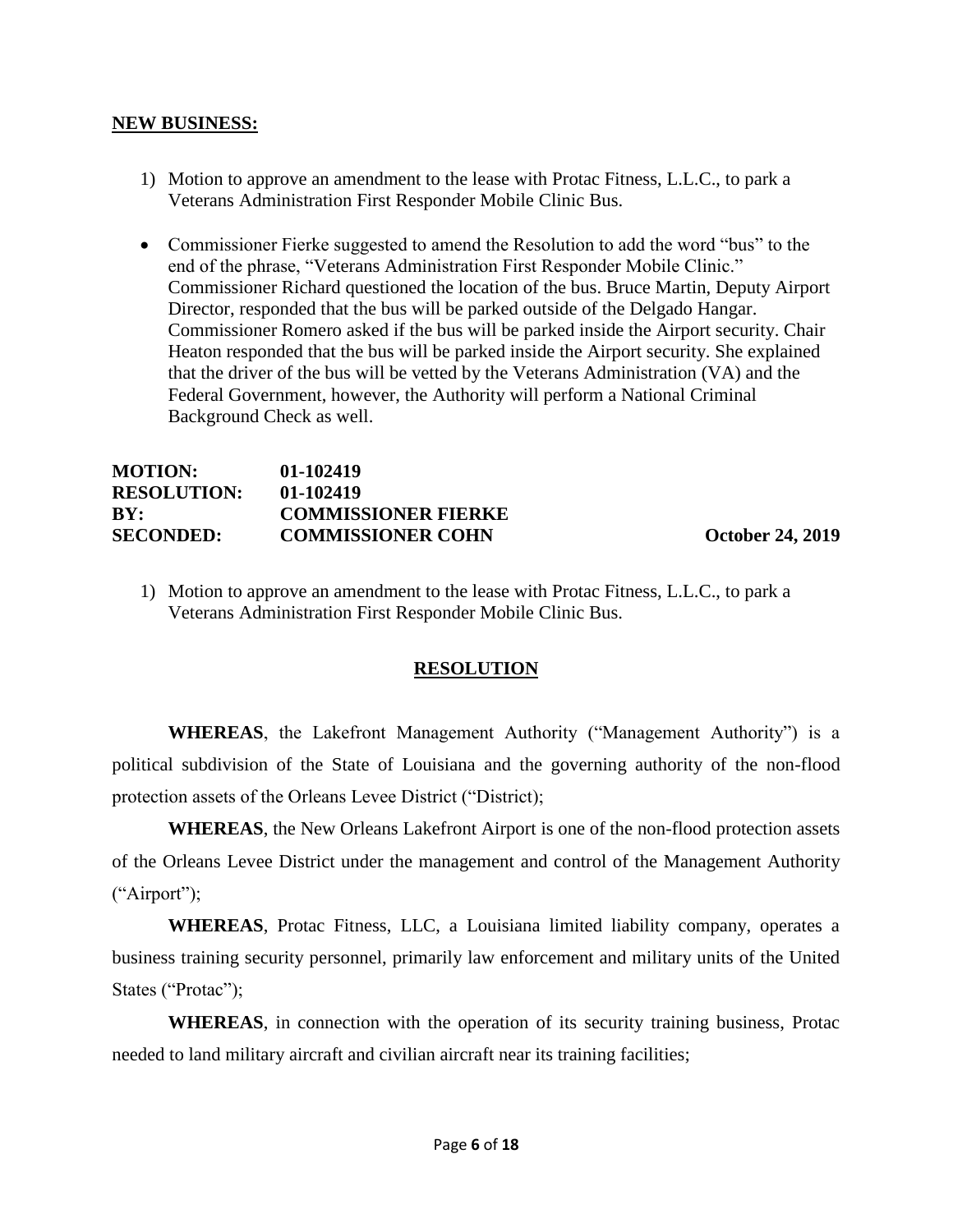**NEW BUSINESS:**

1) Motion to approve an amendment to the lease with Protac Fitness, L.L.C., to park a Veterans Administration First Responder Mobile Clinic Bus.

- Commissioner Fierke suggested to amend the Resolution to add the word "bus" to the end of the phrase, "Veterans Administration First Responder Mobile Clinic." Commissioner Richard questioned the location of the bus. Bruce Martin, Deputy Airport Director, responded that the bus will be parked outside of the Delgado Hangar. Commissioner Romero asked if the bus will be parked inside the Airport security. Chair Heaton responded that the bus will be parked inside the Airport security. She explained that the driver of the bus will be vetted by the Veterans Administration (VA) and the Federal Government, however, the Authority will perform a National Criminal Background Check as well.

**MOTION:** 01-102419
**RESOLUTION:** 01-102419
**BY:** COMMISSIONER FIERKE
**SECONDED:** COMMISSIONER COHN **October 24, 2019**

1) Motion to approve an amendment to the lease with Protac Fitness, L.L.C., to park a Veterans Administration First Responder Mobile Clinic Bus.

**RESOLUTION**

**WHEREAS**, the Lakefront Management Authority ("Management Authority") is a political subdivision of the State of Louisiana and the governing authority of the non-flood protection assets of the Orleans Levee District ("District);

**WHEREAS**, the New Orleans Lakefront Airport is one of the non-flood protection assets of the Orleans Levee District under the management and control of the Management Authority ("Airport");

**WHEREAS**, Protac Fitness, LLC, a Louisiana limited liability company, operates a business training security personnel, primarily law enforcement and military units of the United States ("Protac");

**WHEREAS**, in connection with the operation of its security training business, Protac needed to land military aircraft and civilian aircraft near its training facilities;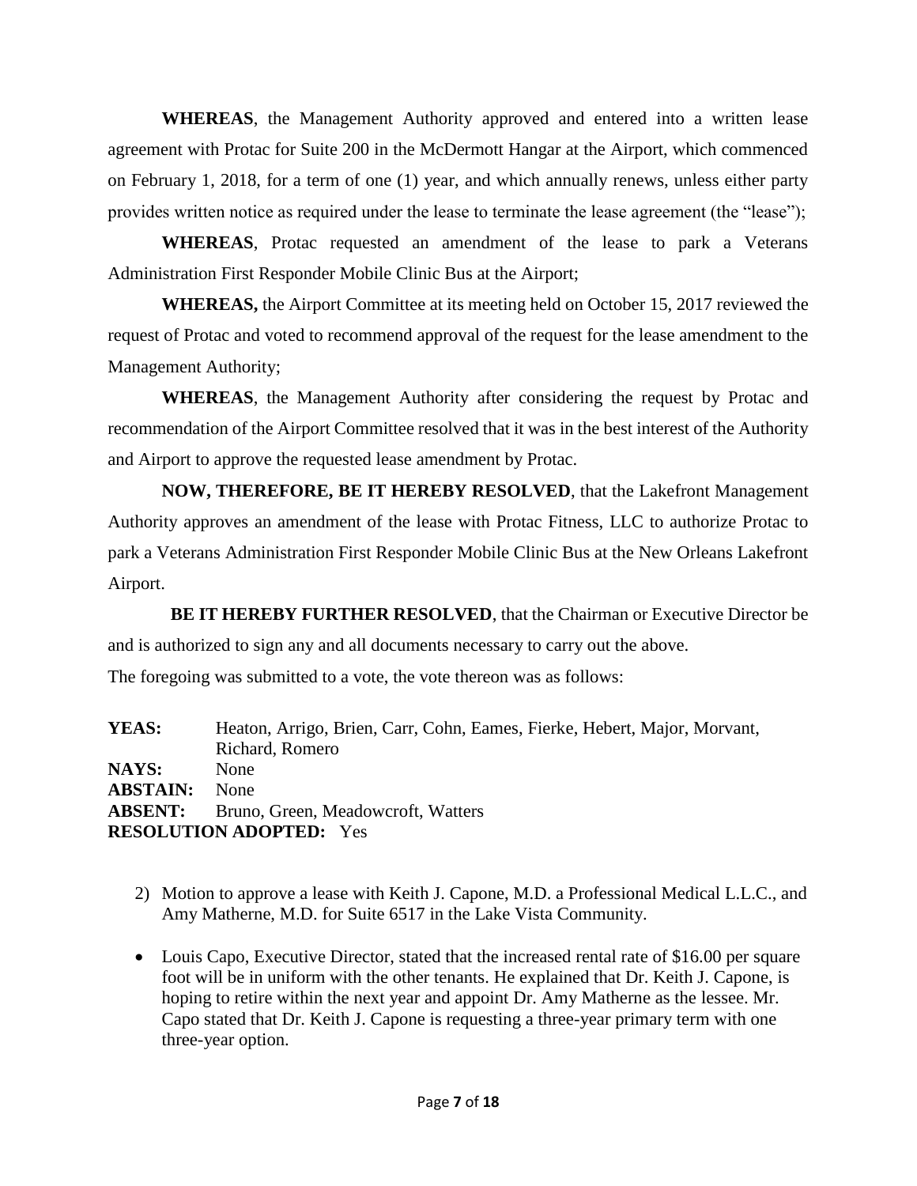**WHEREAS**, the Management Authority approved and entered into a written lease agreement with Protac for Suite 200 in the McDermott Hangar at the Airport, which commenced on February 1, 2018, for a term of one (1) year, and which annually renews, unless either party provides written notice as required under the lease to terminate the lease agreement (the "lease");

**WHEREAS**, Protac requested an amendment of the lease to park a Veterans Administration First Responder Mobile Clinic Bus at the Airport;

**WHEREAS,** the Airport Committee at its meeting held on October 15, 2017 reviewed the request of Protac and voted to recommend approval of the request for the lease amendment to the Management Authority;

**WHEREAS**, the Management Authority after considering the request by Protac and recommendation of the Airport Committee resolved that it was in the best interest of the Authority and Airport to approve the requested lease amendment by Protac.

**NOW, THEREFORE, BE IT HEREBY RESOLVED**, that the Lakefront Management Authority approves an amendment of the lease with Protac Fitness, LLC to authorize Protac to park a Veterans Administration First Responder Mobile Clinic Bus at the New Orleans Lakefront Airport.

**BE IT HEREBY FURTHER RESOLVED**, that the Chairman or Executive Director be and is authorized to sign any and all documents necessary to carry out the above.

The foregoing was submitted to a vote, the vote thereon was as follows:

**YEAS:** Heaton, Arrigo, Brien, Carr, Cohn, Eames, Fierke, Hebert, Major, Morvant, Richard, Romero
**NAYS:** None
**ABSTAIN:** None
**ABSENT:** Bruno, Green, Meadowcroft, Watters
**RESOLUTION ADOPTED:** Yes

2) Motion to approve a lease with Keith J. Capone, M.D. a Professional Medical L.L.C., and Amy Matherne, M.D. for Suite 6517 in the Lake Vista Community.

- Louis Capo, Executive Director, stated that the increased rental rate of $16.00 per square foot will be in uniform with the other tenants. He explained that Dr. Keith J. Capone, is hoping to retire within the next year and appoint Dr. Amy Matherne as the lessee. Mr. Capo stated that Dr. Keith J. Capone is requesting a three-year primary term with one three-year option.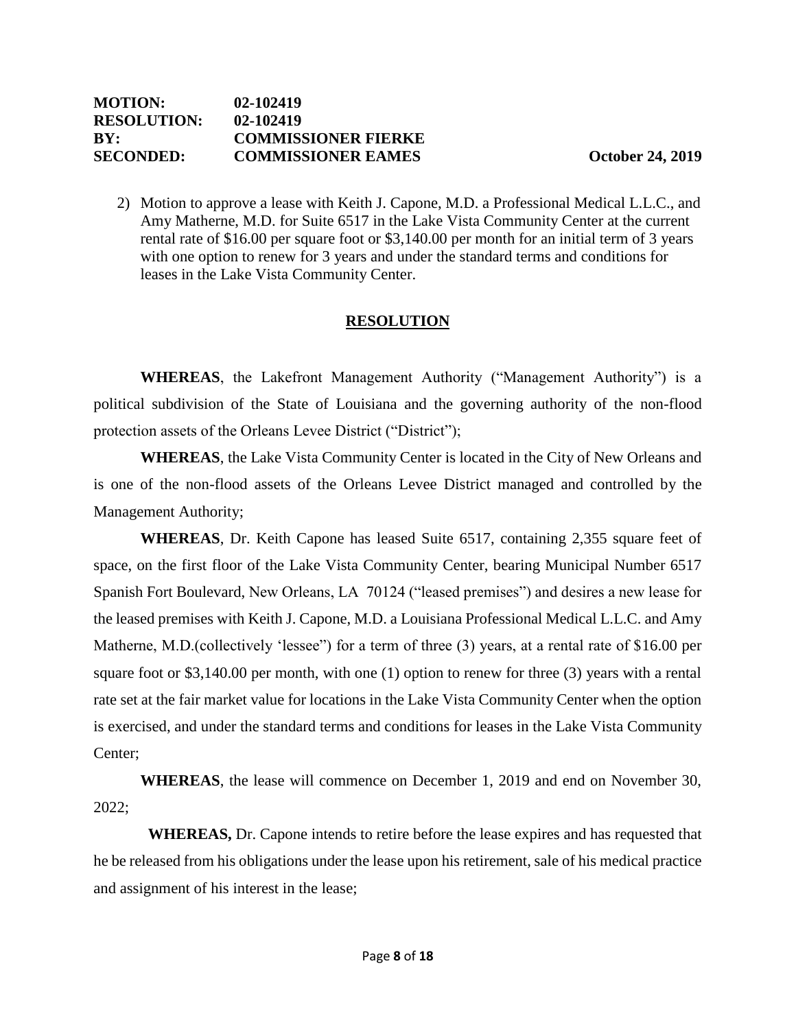**MOTION:** 02-102419
**RESOLUTION:** 02-102419
**BY:** COMMISSIONER FIERKE
**SECONDED:** COMMISSIONER EAMES **October 24, 2019**

2) Motion to approve a lease with Keith J. Capone, M.D. a Professional Medical L.L.C., and Amy Matherne, M.D. for Suite 6517 in the Lake Vista Community Center at the current rental rate of $16.00 per square foot or $3,140.00 per month for an initial term of 3 years with one option to renew for 3 years and under the standard terms and conditions for leases in the Lake Vista Community Center.

## RESOLUTION

**WHEREAS**, the Lakefront Management Authority ("Management Authority") is a political subdivision of the State of Louisiana and the governing authority of the non-flood protection assets of the Orleans Levee District ("District");

**WHEREAS**, the Lake Vista Community Center is located in the City of New Orleans and is one of the non-flood assets of the Orleans Levee District managed and controlled by the Management Authority;

**WHEREAS**, Dr. Keith Capone has leased Suite 6517, containing 2,355 square feet of space, on the first floor of the Lake Vista Community Center, bearing Municipal Number 6517 Spanish Fort Boulevard, New Orleans, LA 70124 ("leased premises") and desires a new lease for the leased premises with Keith J. Capone, M.D. a Louisiana Professional Medical L.L.C. and Amy Matherne, M.D.(collectively 'lessee") for a term of three (3) years, at a rental rate of $16.00 per square foot or $3,140.00 per month, with one (1) option to renew for three (3) years with a rental rate set at the fair market value for locations in the Lake Vista Community Center when the option is exercised, and under the standard terms and conditions for leases in the Lake Vista Community Center;

**WHEREAS**, the lease will commence on December 1, 2019 and end on November 30, 2022;

**WHEREAS,** Dr. Capone intends to retire before the lease expires and has requested that he be released from his obligations under the lease upon his retirement, sale of his medical practice and assignment of his interest in the lease;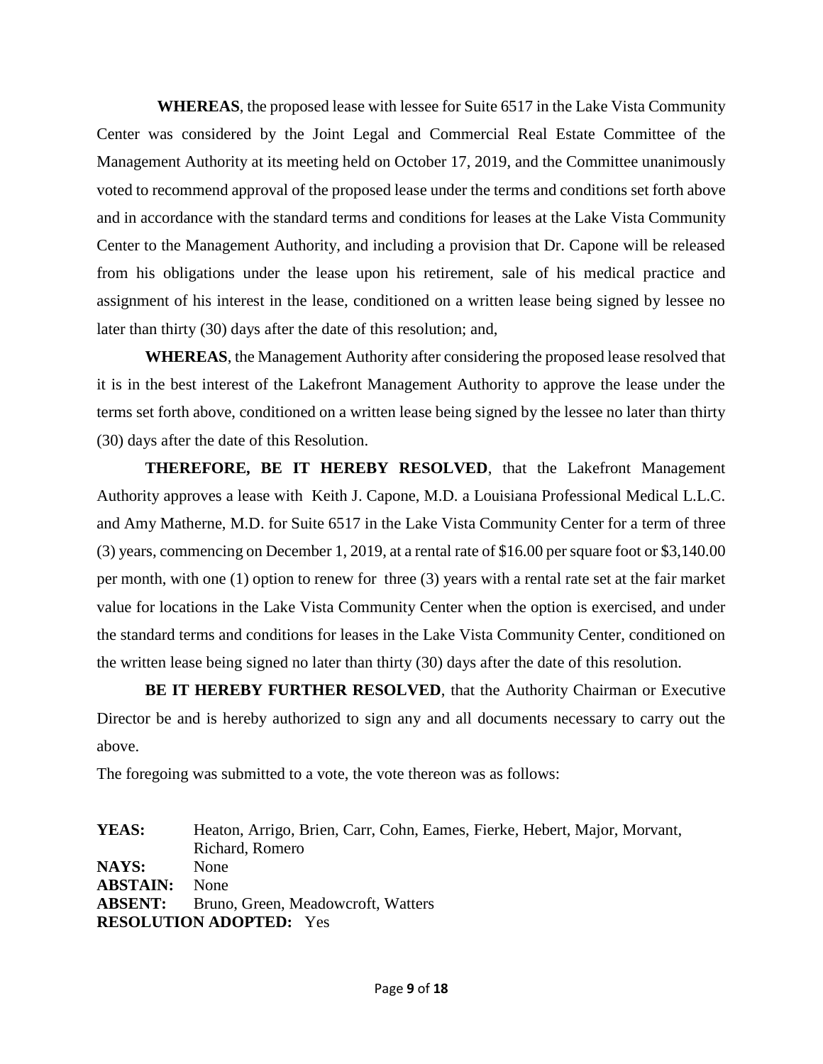**WHEREAS**, the proposed lease with lessee for Suite 6517 in the Lake Vista Community Center was considered by the Joint Legal and Commercial Real Estate Committee of the Management Authority at its meeting held on October 17, 2019, and the Committee unanimously voted to recommend approval of the proposed lease under the terms and conditions set forth above and in accordance with the standard terms and conditions for leases at the Lake Vista Community Center to the Management Authority, and including a provision that Dr. Capone will be released from his obligations under the lease upon his retirement, sale of his medical practice and assignment of his interest in the lease, conditioned on a written lease being signed by lessee no later than thirty (30) days after the date of this resolution; and,

**WHEREAS**, the Management Authority after considering the proposed lease resolved that it is in the best interest of the Lakefront Management Authority to approve the lease under the terms set forth above, conditioned on a written lease being signed by the lessee no later than thirty (30) days after the date of this Resolution.

**THEREFORE, BE IT HEREBY RESOLVED**, that the Lakefront Management Authority approves a lease with Keith J. Capone, M.D. a Louisiana Professional Medical L.L.C. and Amy Matherne, M.D. for Suite 6517 in the Lake Vista Community Center for a term of three (3) years, commencing on December 1, 2019, at a rental rate of $16.00 per square foot or $3,140.00 per month, with one (1) option to renew for three (3) years with a rental rate set at the fair market value for locations in the Lake Vista Community Center when the option is exercised, and under the standard terms and conditions for leases in the Lake Vista Community Center, conditioned on the written lease being signed no later than thirty (30) days after the date of this resolution.

**BE IT HEREBY FURTHER RESOLVED**, that the Authority Chairman or Executive Director be and is hereby authorized to sign any and all documents necessary to carry out the above.

The foregoing was submitted to a vote, the vote thereon was as follows:

**YEAS:** Heaton, Arrigo, Brien, Carr, Cohn, Eames, Fierke, Hebert, Major, Morvant, Richard, Romero
**NAYS:** None
**ABSTAIN:** None
**ABSENT:** Bruno, Green, Meadowcroft, Watters
**RESOLUTION ADOPTED:** Yes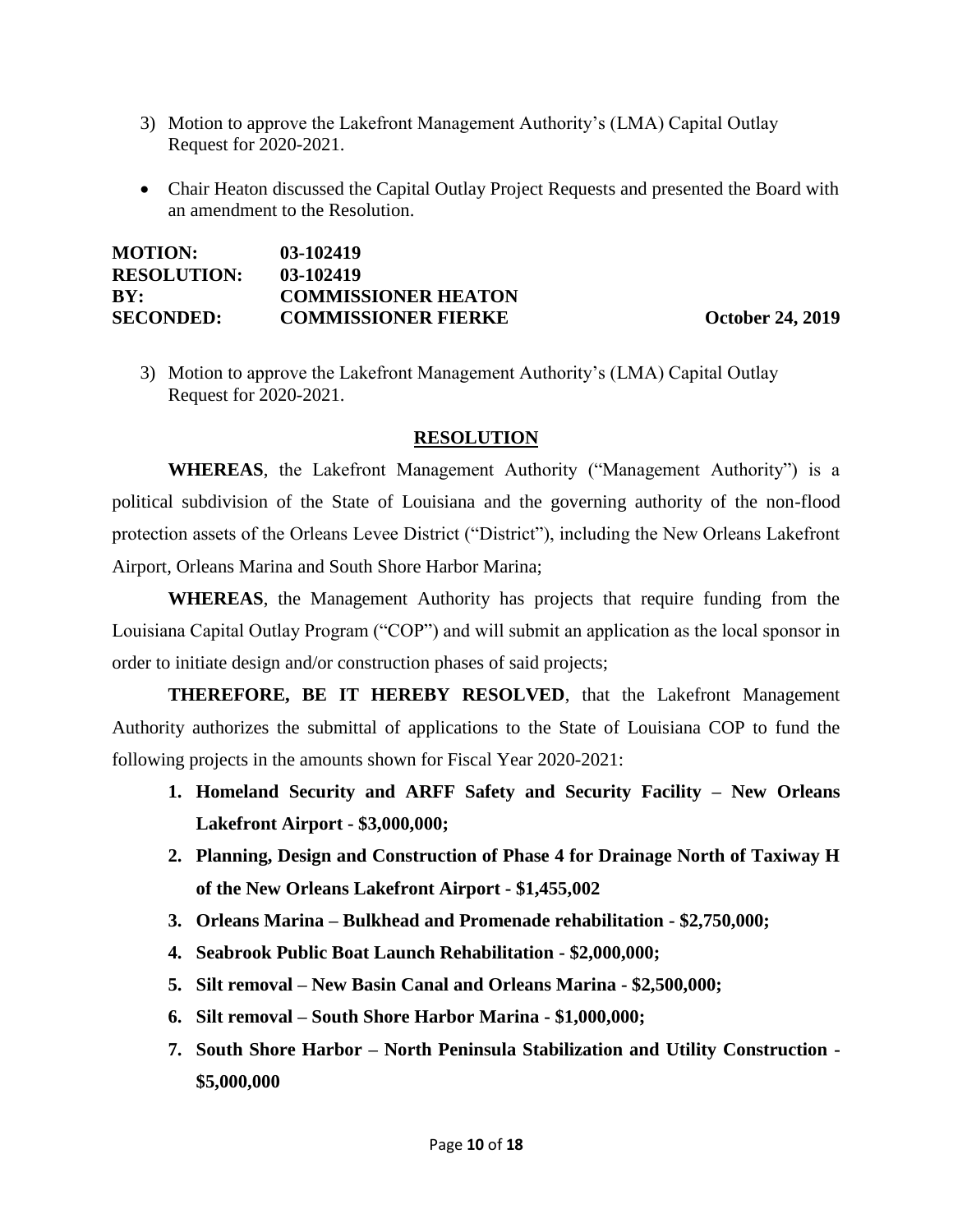3) Motion to approve the Lakefront Management Authority's (LMA) Capital Outlay Request for 2020-2021.

- Chair Heaton discussed the Capital Outlay Project Requests and presented the Board with an amendment to the Resolution.

**MOTION:** **03-102419**
**RESOLUTION:** **03-102419**
**BY:** **COMMISSIONER HEATON**
**SECONDED:** **COMMISSIONER FIERKE** **October 24, 2019**

3) Motion to approve the Lakefront Management Authority's (LMA) Capital Outlay Request for 2020-2021.

**RESOLUTION**

**WHEREAS**, the Lakefront Management Authority ("Management Authority") is a political subdivision of the State of Louisiana and the governing authority of the non-flood protection assets of the Orleans Levee District ("District"), including the New Orleans Lakefront Airport, Orleans Marina and South Shore Harbor Marina;

**WHEREAS**, the Management Authority has projects that require funding from the Louisiana Capital Outlay Program ("COP") and will submit an application as the local sponsor in order to initiate design and/or construction phases of said projects;

**THEREFORE, BE IT HEREBY RESOLVED**, that the Lakefront Management Authority authorizes the submittal of applications to the State of Louisiana COP to fund the following projects in the amounts shown for Fiscal Year 2020-2021:

1. **Homeland Security and ARFF Safety and Security Facility – New Orleans Lakefront Airport - $3,000,000;**
2. **Planning, Design and Construction of Phase 4 for Drainage North of Taxiway H of the New Orleans Lakefront Airport - $1,455,002**
3. **Orleans Marina – Bulkhead and Promenade rehabilitation - $2,750,000;**
4. **Seabrook Public Boat Launch Rehabilitation - $2,000,000;**
5. **Silt removal – New Basin Canal and Orleans Marina - $2,500,000;**
6. **Silt removal – South Shore Harbor Marina - $1,000,000;**
7. **South Shore Harbor – North Peninsula Stabilization and Utility Construction - $5,000,000**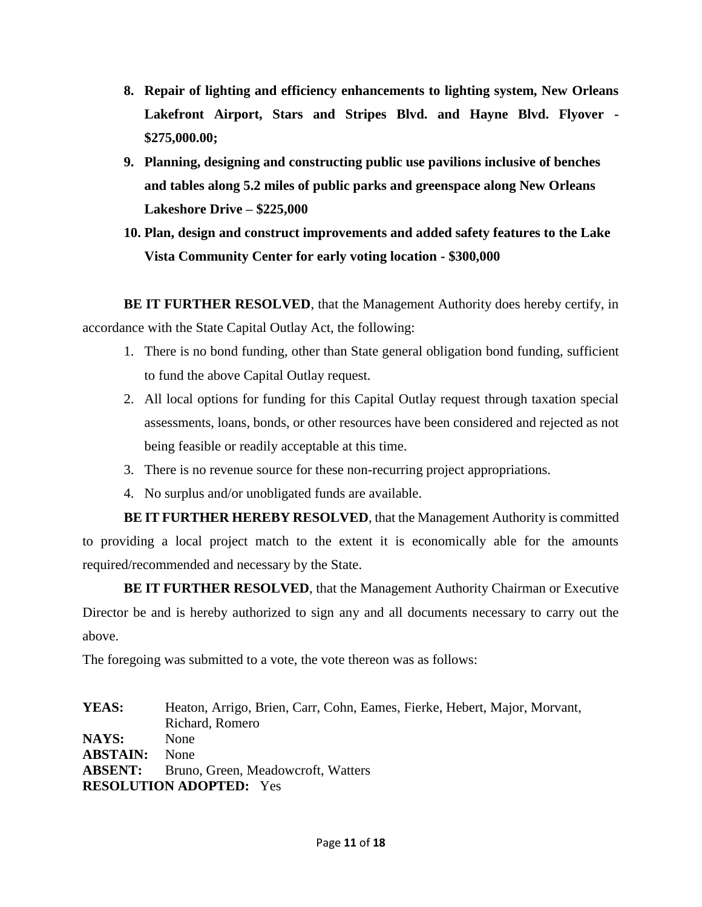8. **Repair of lighting and efficiency enhancements to lighting system, New Orleans Lakefront Airport, Stars and Stripes Blvd. and Hayne Blvd. Flyover - $275,000.00;**
9. **Planning, designing and constructing public use pavilions inclusive of benches and tables along 5.2 miles of public parks and greenspace along New Orleans Lakeshore Drive – $225,000**
10. **Plan, design and construct improvements and added safety features to the Lake Vista Community Center for early voting location - $300,000**

**BE IT FURTHER RESOLVED**, that the Management Authority does hereby certify, in accordance with the State Capital Outlay Act, the following:

1. There is no bond funding, other than State general obligation bond funding, sufficient to fund the above Capital Outlay request.
2. All local options for funding for this Capital Outlay request through taxation special assessments, loans, bonds, or other resources have been considered and rejected as not being feasible or readily acceptable at this time.
3. There is no revenue source for these non-recurring project appropriations.
4. No surplus and/or unobligated funds are available.

**BE IT FURTHER HEREBY RESOLVED**, that the Management Authority is committed to providing a local project match to the extent it is economically able for the amounts required/recommended and necessary by the State.

**BE IT FURTHER RESOLVED**, that the Management Authority Chairman or Executive Director be and is hereby authorized to sign any and all documents necessary to carry out the above.

The foregoing was submitted to a vote, the vote thereon was as follows:

**YEAS:** Heaton, Arrigo, Brien, Carr, Cohn, Eames, Fierke, Hebert, Major, Morvant, Richard, Romero
**NAYS:** None
**ABSTAIN:** None
**ABSENT:** Bruno, Green, Meadowcroft, Watters
**RESOLUTION ADOPTED:** Yes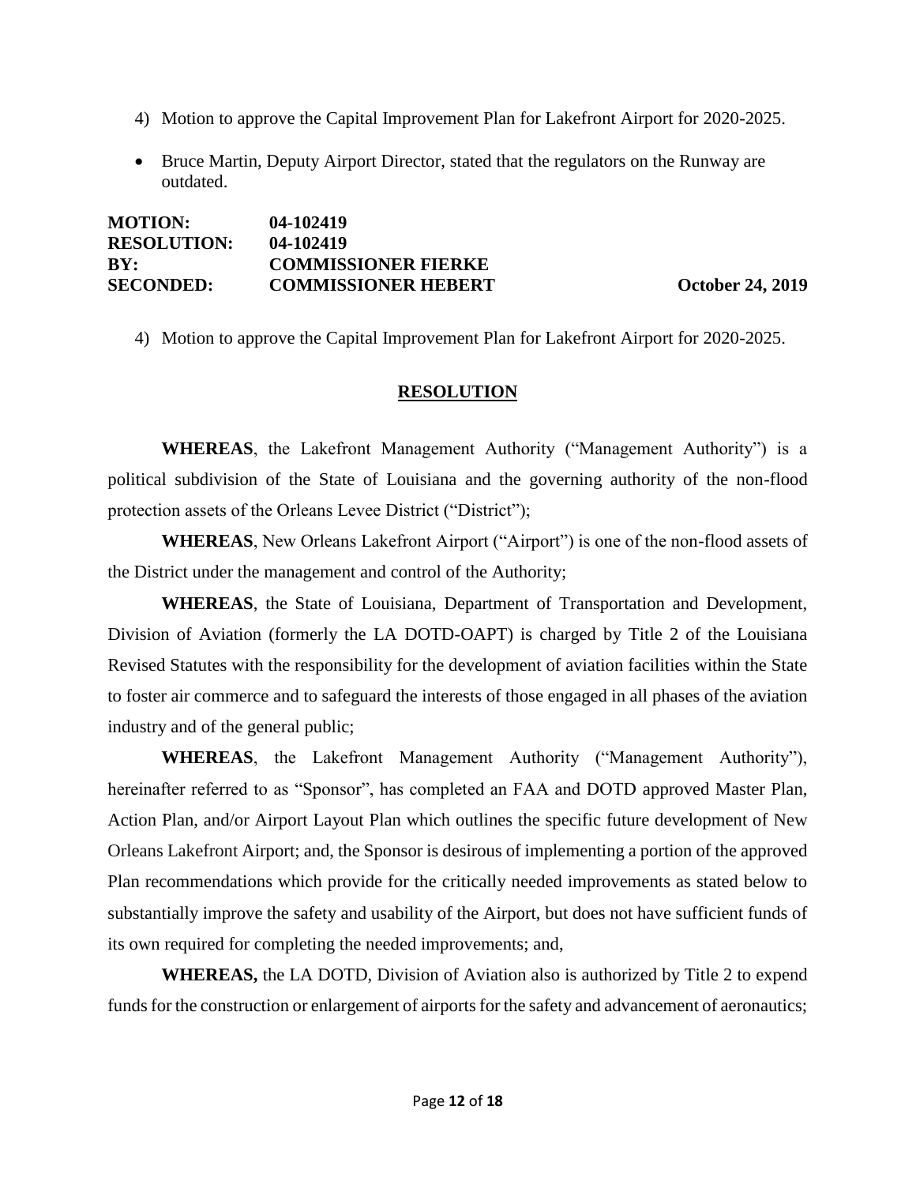4) Motion to approve the Capital Improvement Plan for Lakefront Airport for 2020-2025.

- Bruce Martin, Deputy Airport Director, stated that the regulators on the Runway are outdated.

**MOTION:** **04-102419**
**RESOLUTION:** **04-102419**
**BY:** **COMMISSIONER FIERKE**
**SECONDED:** **COMMISSIONER HEBERT** **October 24, 2019**

4) Motion to approve the Capital Improvement Plan for Lakefront Airport for 2020-2025.

## RESOLUTION

**WHEREAS**, the Lakefront Management Authority ("Management Authority") is a political subdivision of the State of Louisiana and the governing authority of the non-flood protection assets of the Orleans Levee District ("District");

**WHEREAS**, New Orleans Lakefront Airport ("Airport") is one of the non-flood assets of the District under the management and control of the Authority;

**WHEREAS**, the State of Louisiana, Department of Transportation and Development, Division of Aviation (formerly the LA DOTD-OAPT) is charged by Title 2 of the Louisiana Revised Statutes with the responsibility for the development of aviation facilities within the State to foster air commerce and to safeguard the interests of those engaged in all phases of the aviation industry and of the general public;

**WHEREAS**, the Lakefront Management Authority ("Management Authority"), hereinafter referred to as "Sponsor", has completed an FAA and DOTD approved Master Plan, Action Plan, and/or Airport Layout Plan which outlines the specific future development of New Orleans Lakefront Airport; and, the Sponsor is desirous of implementing a portion of the approved Plan recommendations which provide for the critically needed improvements as stated below to substantially improve the safety and usability of the Airport, but does not have sufficient funds of its own required for completing the needed improvements; and,

**WHEREAS,** the LA DOTD, Division of Aviation also is authorized by Title 2 to expend funds for the construction or enlargement of airports for the safety and advancement of aeronautics;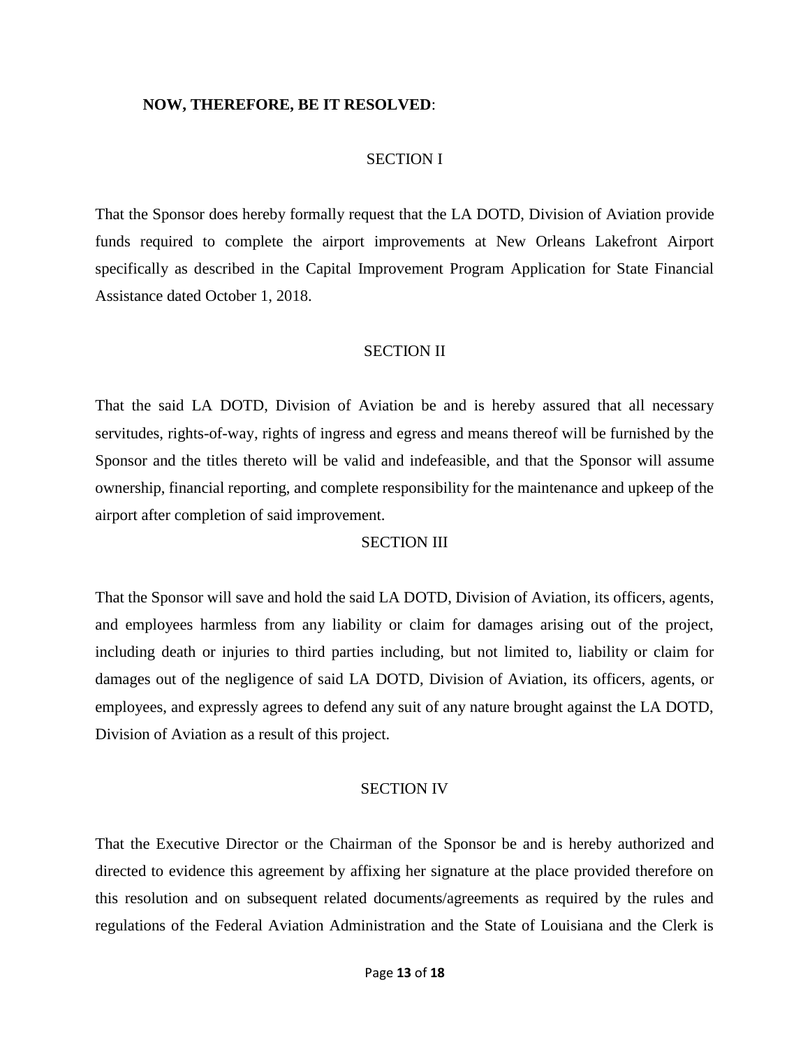**NOW, THEREFORE, BE IT RESOLVED**:

SECTION I

That the Sponsor does hereby formally request that the LA DOTD, Division of Aviation provide funds required to complete the airport improvements at New Orleans Lakefront Airport specifically as described in the Capital Improvement Program Application for State Financial Assistance dated October 1, 2018.

SECTION II

That the said LA DOTD, Division of Aviation be and is hereby assured that all necessary servitudes, rights-of-way, rights of ingress and egress and means thereof will be furnished by the Sponsor and the titles thereto will be valid and indefeasible, and that the Sponsor will assume ownership, financial reporting, and complete responsibility for the maintenance and upkeep of the airport after completion of said improvement.

SECTION III

That the Sponsor will save and hold the said LA DOTD, Division of Aviation, its officers, agents, and employees harmless from any liability or claim for damages arising out of the project, including death or injuries to third parties including, but not limited to, liability or claim for damages out of the negligence of said LA DOTD, Division of Aviation, its officers, agents, or employees, and expressly agrees to defend any suit of any nature brought against the LA DOTD, Division of Aviation as a result of this project.

SECTION IV

That the Executive Director or the Chairman of the Sponsor be and is hereby authorized and directed to evidence this agreement by affixing her signature at the place provided therefore on this resolution and on subsequent related documents/agreements as required by the rules and regulations of the Federal Aviation Administration and the State of Louisiana and the Clerk is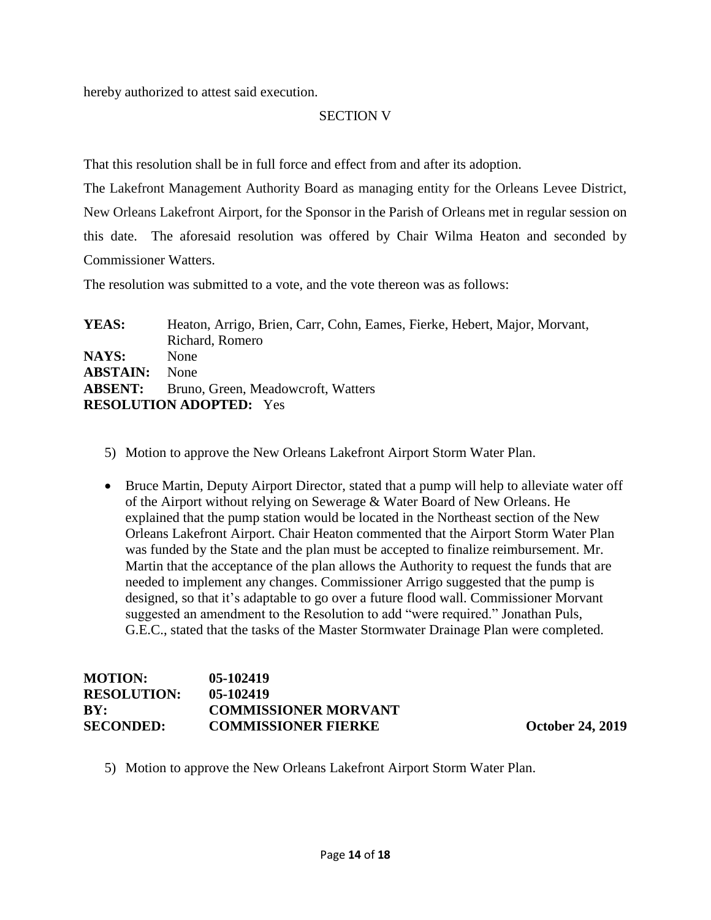hereby authorized to attest said execution.

SECTION V

That this resolution shall be in full force and effect from and after its adoption.

The Lakefront Management Authority Board as managing entity for the Orleans Levee District, New Orleans Lakefront Airport, for the Sponsor in the Parish of Orleans met in regular session on this date. The aforesaid resolution was offered by Chair Wilma Heaton and seconded by Commissioner Watters.

The resolution was submitted to a vote, and the vote thereon was as follows:

**YEAS:** Heaton, Arrigo, Brien, Carr, Cohn, Eames, Fierke, Hebert, Major, Morvant, Richard, Romero
**NAYS:** None
**ABSTAIN:** None
**ABSENT:** Bruno, Green, Meadowcroft, Watters
**RESOLUTION ADOPTED:** Yes

5) Motion to approve the New Orleans Lakefront Airport Storm Water Plan.

- Bruce Martin, Deputy Airport Director, stated that a pump will help to alleviate water off of the Airport without relying on Sewerage & Water Board of New Orleans. He explained that the pump station would be located in the Northeast section of the New Orleans Lakefront Airport. Chair Heaton commented that the Airport Storm Water Plan was funded by the State and the plan must be accepted to finalize reimbursement. Mr. Martin that the acceptance of the plan allows the Authority to request the funds that are needed to implement any changes. Commissioner Arrigo suggested that the pump is designed, so that it's adaptable to go over a future flood wall. Commissioner Morvant suggested an amendment to the Resolution to add "were required." Jonathan Puls, G.E.C., stated that the tasks of the Master Stormwater Drainage Plan were completed.

**MOTION:** **05-102419**
**RESOLUTION:** **05-102419**
**BY:** **COMMISSIONER MORVANT**
**SECONDED:** **COMMISSIONER FIERKE** **October 24, 2019**

5) Motion to approve the New Orleans Lakefront Airport Storm Water Plan.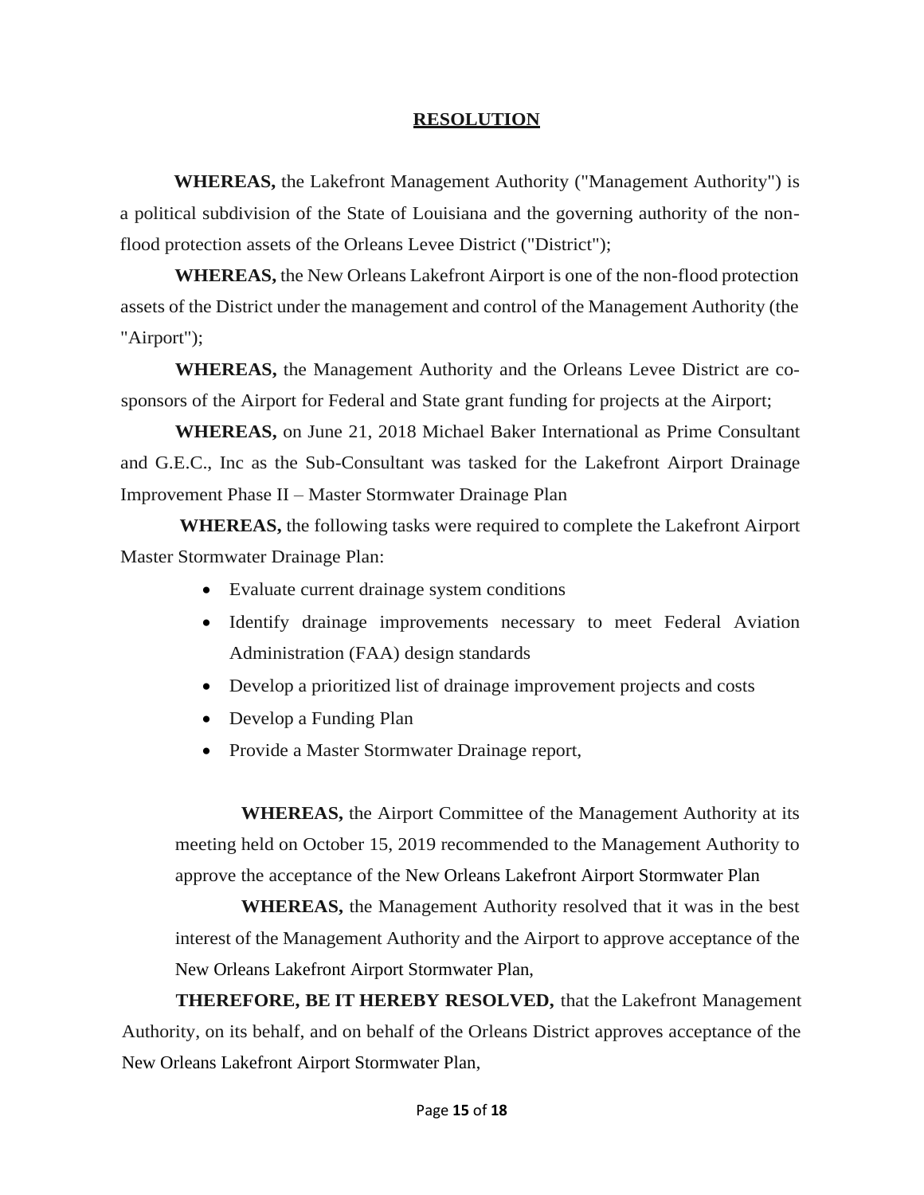# RESOLUTION

**WHEREAS,** the Lakefront Management Authority ("Management Authority") is a political subdivision of the State of Louisiana and the governing authority of the non-flood protection assets of the Orleans Levee District ("District");

**WHEREAS,** the New Orleans Lakefront Airport is one of the non-flood protection assets of the District under the management and control of the Management Authority (the "Airport");

**WHEREAS,** the Management Authority and the Orleans Levee District are co-sponsors of the Airport for Federal and State grant funding for projects at the Airport;

**WHEREAS,** on June 21, 2018 Michael Baker International as Prime Consultant and G.E.C., Inc as the Sub-Consultant was tasked for the Lakefront Airport Drainage Improvement Phase II – Master Stormwater Drainage Plan

**WHEREAS,** the following tasks were required to complete the Lakefront Airport Master Stormwater Drainage Plan:

- Evaluate current drainage system conditions
- Identify drainage improvements necessary to meet Federal Aviation Administration (FAA) design standards
- Develop a prioritized list of drainage improvement projects and costs
- Develop a Funding Plan
- Provide a Master Stormwater Drainage report,

**WHEREAS,** the Airport Committee of the Management Authority at its meeting held on October 15, 2019 recommended to the Management Authority to approve the acceptance of the New Orleans Lakefront Airport Stormwater Plan

**WHEREAS,** the Management Authority resolved that it was in the best interest of the Management Authority and the Airport to approve acceptance of the New Orleans Lakefront Airport Stormwater Plan,

**THEREFORE, BE IT HEREBY RESOLVED,** that the Lakefront Management Authority, on its behalf, and on behalf of the Orleans District approves acceptance of the New Orleans Lakefront Airport Stormwater Plan,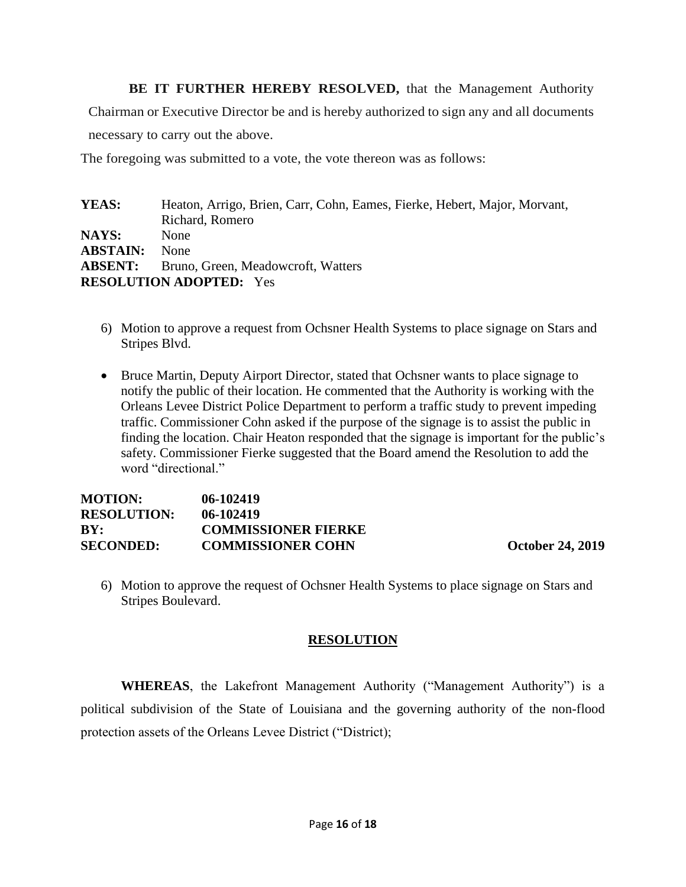**BE IT FURTHER HEREBY RESOLVED,** that the Management Authority Chairman or Executive Director be and is hereby authorized to sign any and all documents necessary to carry out the above.

The foregoing was submitted to a vote, the vote thereon was as follows:

**YEAS:** Heaton, Arrigo, Brien, Carr, Cohn, Eames, Fierke, Hebert, Major, Morvant, Richard, Romero
**NAYS:** None
**ABSTAIN:** None
**ABSENT:** Bruno, Green, Meadowcroft, Watters
**RESOLUTION ADOPTED:** Yes

6) Motion to approve a request from Ochsner Health Systems to place signage on Stars and Stripes Blvd.

- Bruce Martin, Deputy Airport Director, stated that Ochsner wants to place signage to notify the public of their location. He commented that the Authority is working with the Orleans Levee District Police Department to perform a traffic study to prevent impeding traffic. Commissioner Cohn asked if the purpose of the signage is to assist the public in finding the location. Chair Heaton responded that the signage is important for the public's safety. Commissioner Fierke suggested that the Board amend the Resolution to add the word "directional."

**MOTION:** **06-102419**
**RESOLUTION:** **06-102419**
**BY:** **COMMISSIONER FIERKE**
**SECONDED:** **COMMISSIONER COHN** **October 24, 2019**

6) Motion to approve the request of Ochsner Health Systems to place signage on Stars and Stripes Boulevard.

## RESOLUTION

**WHEREAS**, the Lakefront Management Authority ("Management Authority") is a political subdivision of the State of Louisiana and the governing authority of the non-flood protection assets of the Orleans Levee District ("District);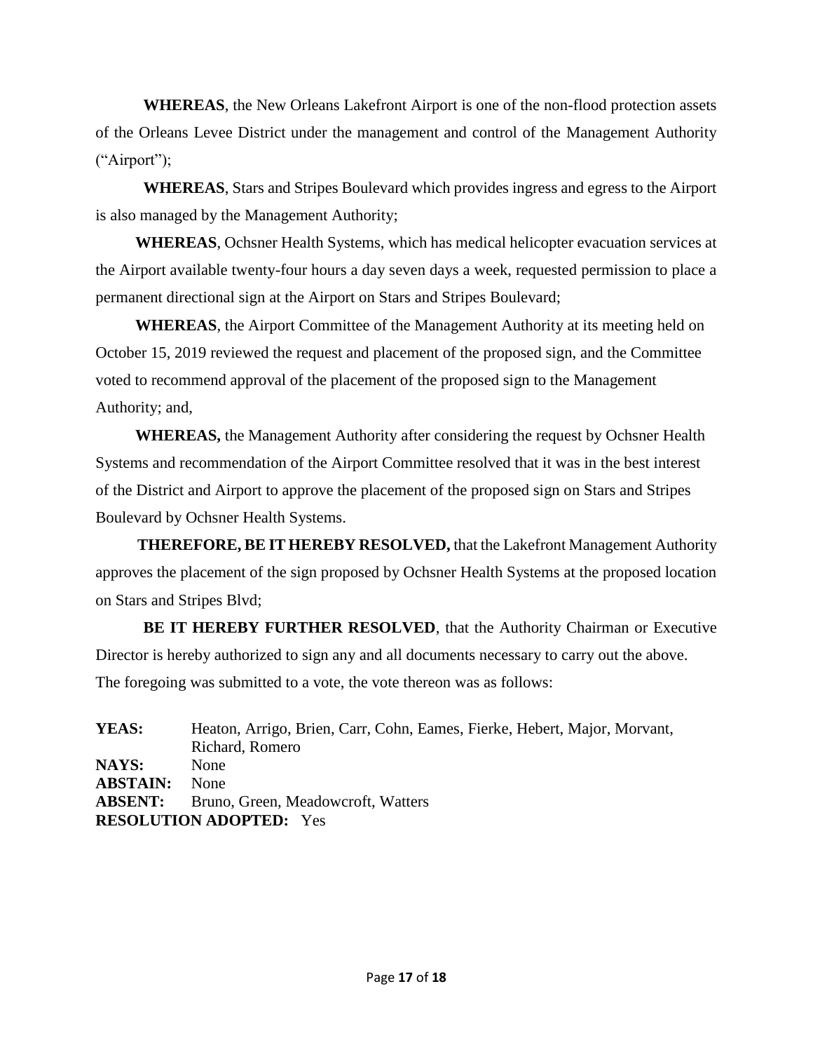**WHEREAS**, the New Orleans Lakefront Airport is one of the non-flood protection assets of the Orleans Levee District under the management and control of the Management Authority ("Airport");

**WHEREAS**, Stars and Stripes Boulevard which provides ingress and egress to the Airport is also managed by the Management Authority;

**WHEREAS**, Ochsner Health Systems, which has medical helicopter evacuation services at the Airport available twenty-four hours a day seven days a week, requested permission to place a permanent directional sign at the Airport on Stars and Stripes Boulevard;

**WHEREAS**, the Airport Committee of the Management Authority at its meeting held on October 15, 2019 reviewed the request and placement of the proposed sign, and the Committee voted to recommend approval of the placement of the proposed sign to the Management Authority; and,

**WHEREAS,** the Management Authority after considering the request by Ochsner Health Systems and recommendation of the Airport Committee resolved that it was in the best interest of the District and Airport to approve the placement of the proposed sign on Stars and Stripes Boulevard by Ochsner Health Systems.

**THEREFORE, BE IT HEREBY RESOLVED,** that the Lakefront Management Authority approves the placement of the sign proposed by Ochsner Health Systems at the proposed location on Stars and Stripes Blvd;

**BE IT HEREBY FURTHER RESOLVED**, that the Authority Chairman or Executive Director is hereby authorized to sign any and all documents necessary to carry out the above.

The foregoing was submitted to a vote, the vote thereon was as follows:

**YEAS:** Heaton, Arrigo, Brien, Carr, Cohn, Eames, Fierke, Hebert, Major, Morvant, Richard, Romero
**NAYS:** None
**ABSTAIN:** None
**ABSENT:** Bruno, Green, Meadowcroft, Watters
**RESOLUTION ADOPTED:** Yes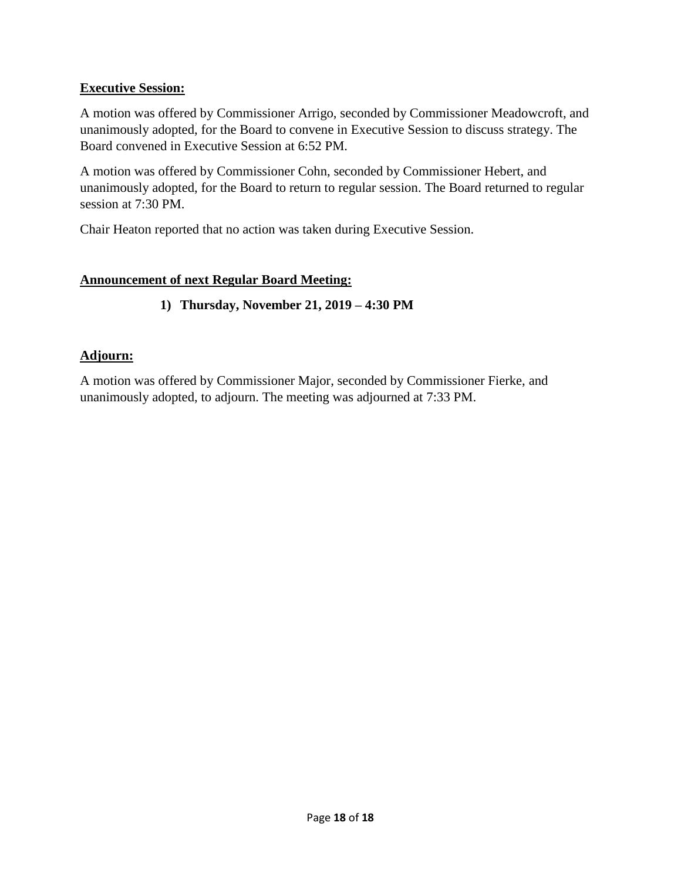**Executive Session:**

A motion was offered by Commissioner Arrigo, seconded by Commissioner Meadowcroft, and unanimously adopted, for the Board to convene in Executive Session to discuss strategy. The Board convened in Executive Session at 6:52 PM.

A motion was offered by Commissioner Cohn, seconded by Commissioner Hebert, and unanimously adopted, for the Board to return to regular session. The Board returned to regular session at 7:30 PM.

Chair Heaton reported that no action was taken during Executive Session.

**Announcement of next Regular Board Meeting:**

1) **Thursday, November 21, 2019 – 4:30 PM**

**Adjourn:**

A motion was offered by Commissioner Major, seconded by Commissioner Fierke, and unanimously adopted, to adjourn. The meeting was adjourned at 7:33 PM.